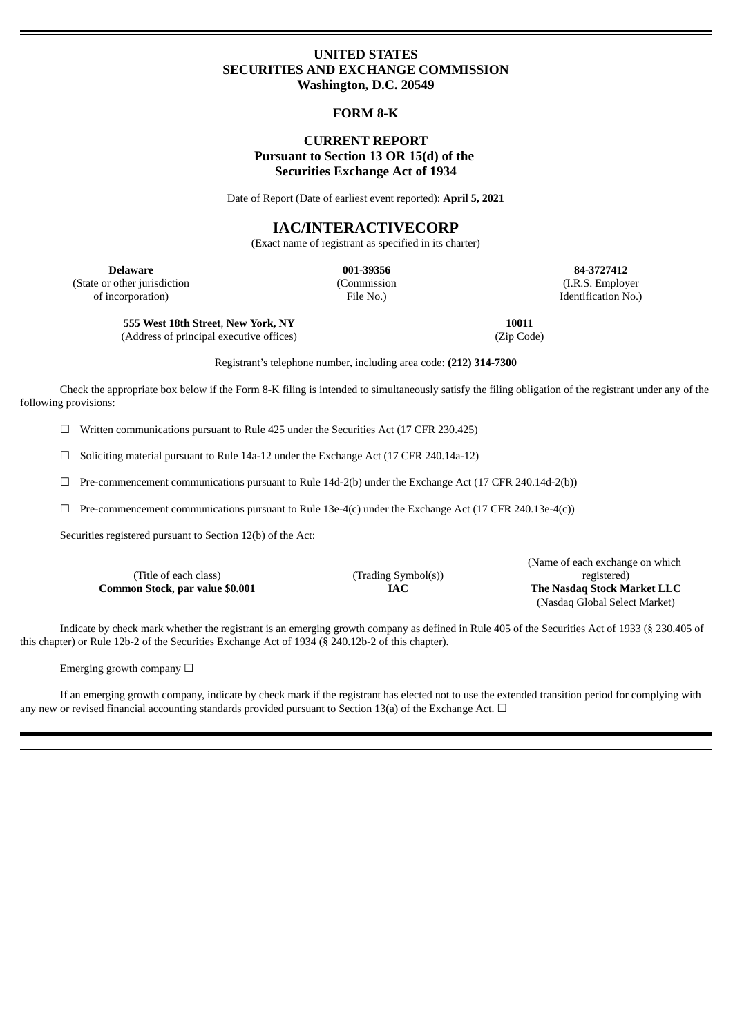# UNITED STATES
# SECURITIES AND EXCHANGE COMMISSION
**Washington, D.C. 20549**

## FORM 8-K

## CURRENT REPORT
**Pursuant to Section 13 OR 15(d) of the Securities Exchange Act of 1934**

Date of Report (Date of earliest event reported): **April 5, 2021**

# IAC/INTERACTIVECORP
(Exact name of registrant as specified in its charter)

| **Delaware** | **001-39356** | **84-3727412** |
|---|---|---|
| (State or other jurisdiction of incorporation) | (Commission File No.) | (I.R.S. Employer Identification No.) |

| **555 West 18th Street, New York, NY** | **10011** |
|---|---|
| (Address of principal executive offices) | (Zip Code) |

Registrant's telephone number, including area code: **(212) 314-7300**

Check the appropriate box below if the Form 8-K filing is intended to simultaneously satisfy the filing obligation of the registrant under any of the following provisions:

☐ Written communications pursuant to Rule 425 under the Securities Act (17 CFR 230.425)

☐ Soliciting material pursuant to Rule 14a-12 under the Exchange Act (17 CFR 240.14a-12)

☐ Pre-commencement communications pursuant to Rule 14d-2(b) under the Exchange Act (17 CFR 240.14d-2(b))

☐ Pre-commencement communications pursuant to Rule 13e-4(c) under the Exchange Act (17 CFR 240.13e-4(c))

Securities registered pursuant to Section 12(b) of the Act:

| (Title of each class) | (Trading Symbol(s)) | (Name of each exchange on which registered) |
|---|---|---|
| **Common Stock, par value $0.001** | **IAC** | **The Nasdaq Stock Market LLC** (Nasdaq Global Select Market) |

Indicate by check mark whether the registrant is an emerging growth company as defined in Rule 405 of the Securities Act of 1933 (§ 230.405 of this chapter) or Rule 12b-2 of the Securities Exchange Act of 1934 (§ 240.12b-2 of this chapter).

Emerging growth company ☐

If an emerging growth company, indicate by check mark if the registrant has elected not to use the extended transition period for complying with any new or revised financial accounting standards provided pursuant to Section 13(a) of the Exchange Act. ☐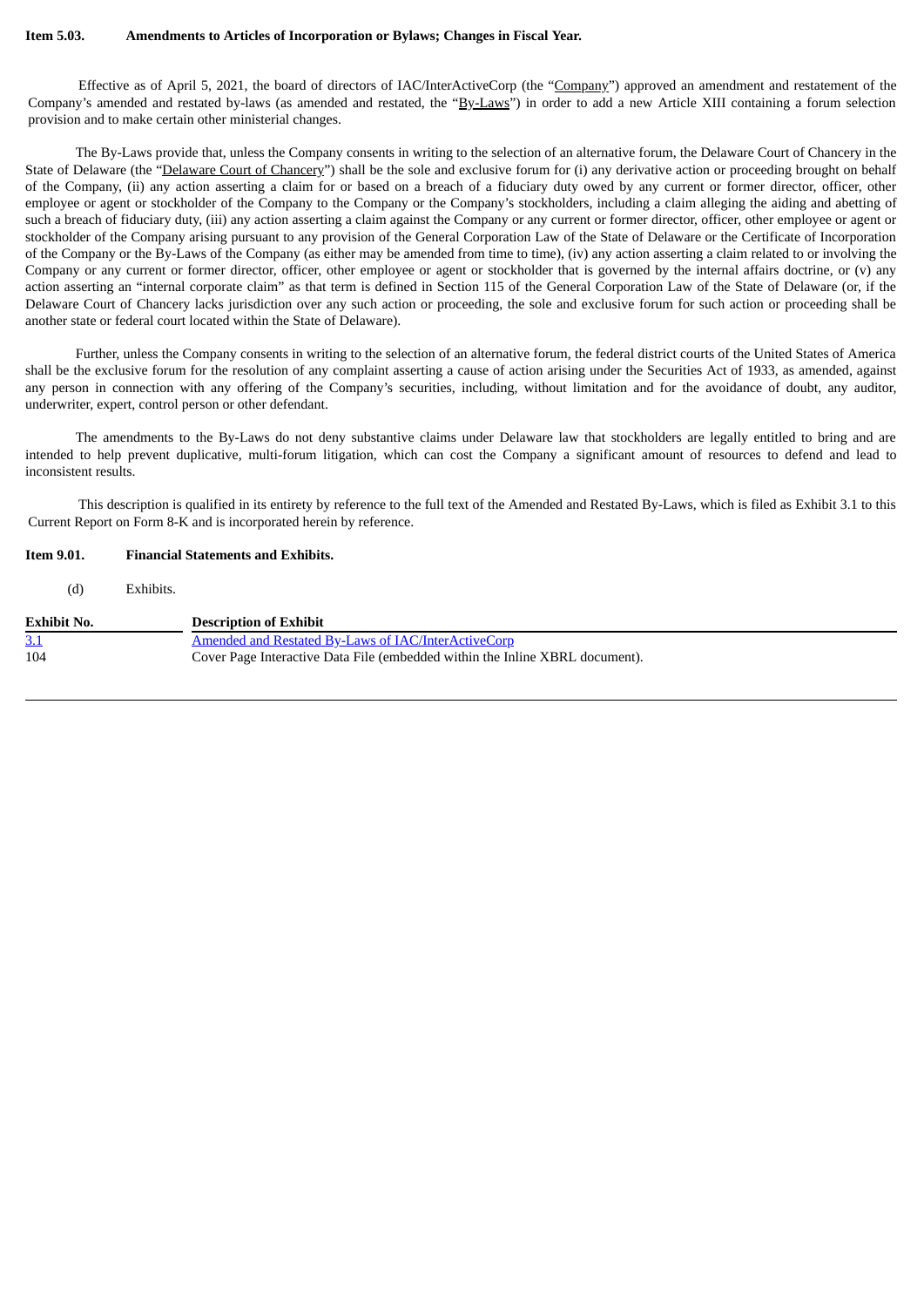**Item 5.03. Amendments to Articles of Incorporation or Bylaws; Changes in Fiscal Year.**

Effective as of April 5, 2021, the board of directors of IAC/InterActiveCorp (the "Company") approved an amendment and restatement of the Company's amended and restated by-laws (as amended and restated, the "By-Laws") in order to add a new Article XIII containing a forum selection provision and to make certain other ministerial changes.

The By-Laws provide that, unless the Company consents in writing to the selection of an alternative forum, the Delaware Court of Chancery in the State of Delaware (the "Delaware Court of Chancery") shall be the sole and exclusive forum for (i) any derivative action or proceeding brought on behalf of the Company, (ii) any action asserting a claim for or based on a breach of a fiduciary duty owed by any current or former director, officer, other employee or agent or stockholder of the Company to the Company or the Company's stockholders, including a claim alleging the aiding and abetting of such a breach of fiduciary duty, (iii) any action asserting a claim against the Company or any current or former director, officer, other employee or agent or stockholder of the Company arising pursuant to any provision of the General Corporation Law of the State of Delaware or the Certificate of Incorporation of the Company or the By-Laws of the Company (as either may be amended from time to time), (iv) any action asserting a claim related to or involving the Company or any current or former director, officer, other employee or agent or stockholder that is governed by the internal affairs doctrine, or (v) any action asserting an "internal corporate claim" as that term is defined in Section 115 of the General Corporation Law of the State of Delaware (or, if the Delaware Court of Chancery lacks jurisdiction over any such action or proceeding, the sole and exclusive forum for such action or proceeding shall be another state or federal court located within the State of Delaware).

Further, unless the Company consents in writing to the selection of an alternative forum, the federal district courts of the United States of America shall be the exclusive forum for the resolution of any complaint asserting a cause of action arising under the Securities Act of 1933, as amended, against any person in connection with any offering of the Company's securities, including, without limitation and for the avoidance of doubt, any auditor, underwriter, expert, control person or other defendant.

The amendments to the By-Laws do not deny substantive claims under Delaware law that stockholders are legally entitled to bring and are intended to help prevent duplicative, multi-forum litigation, which can cost the Company a significant amount of resources to defend and lead to inconsistent results.

This description is qualified in its entirety by reference to the full text of the Amended and Restated By-Laws, which is filed as Exhibit 3.1 to this Current Report on Form 8-K and is incorporated herein by reference.

**Item 9.01. Financial Statements and Exhibits.**

(d) Exhibits.

| Exhibit No. | Description of Exhibit |
|---|---|
| 3.1 | Amended and Restated By-Laws of IAC/InterActiveCorp |
| 104 | Cover Page Interactive Data File (embedded within the Inline XBRL document). |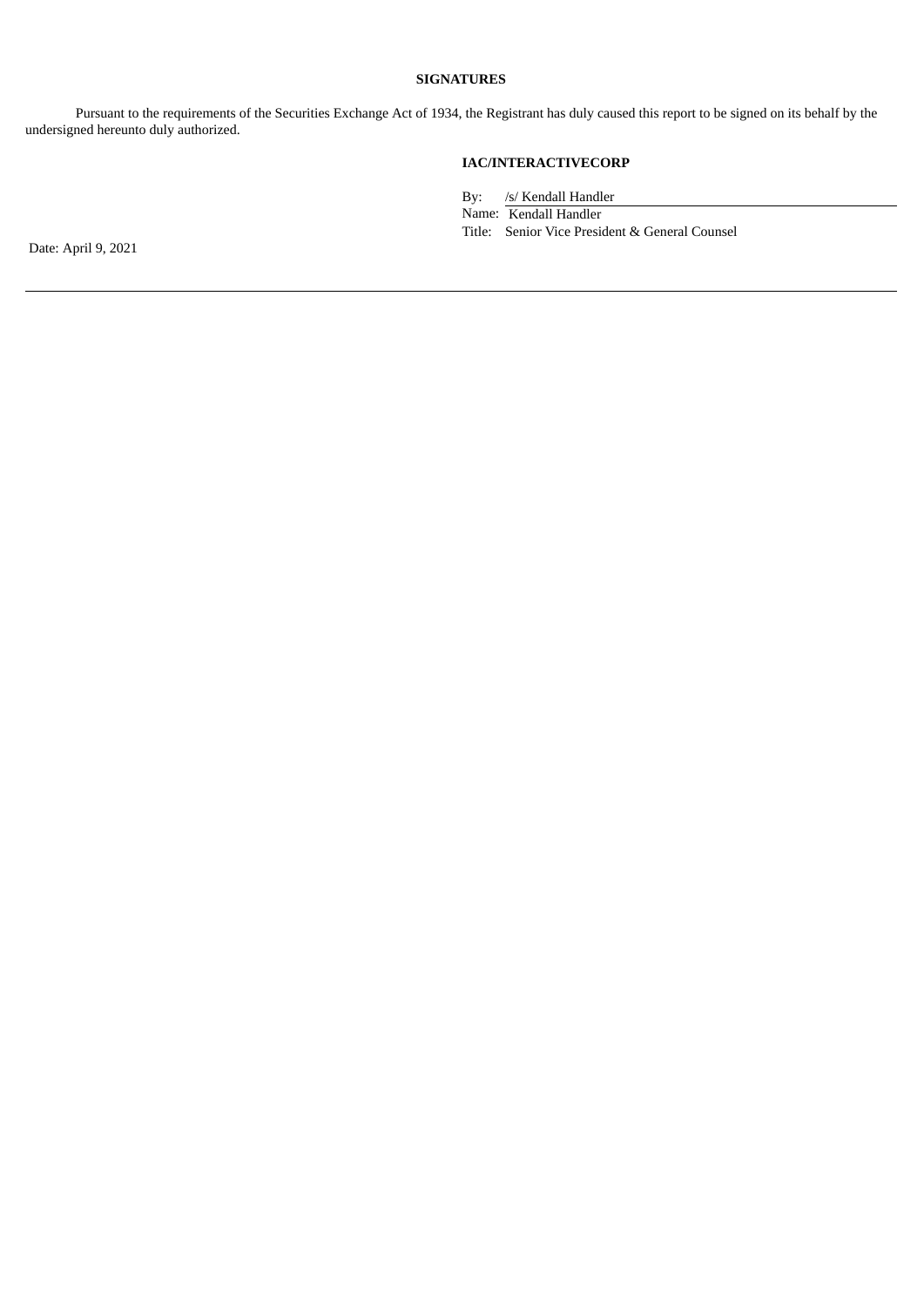## SIGNATURES

Pursuant to the requirements of the Securities Exchange Act of 1934, the Registrant has duly caused this report to be signed on its behalf by the undersigned hereunto duly authorized.

**IAC/INTERACTIVECORP**

By: /s/ Kendall Handler

Name: Kendall Handler

Title: Senior Vice President & General Counsel

Date: April 9, 2021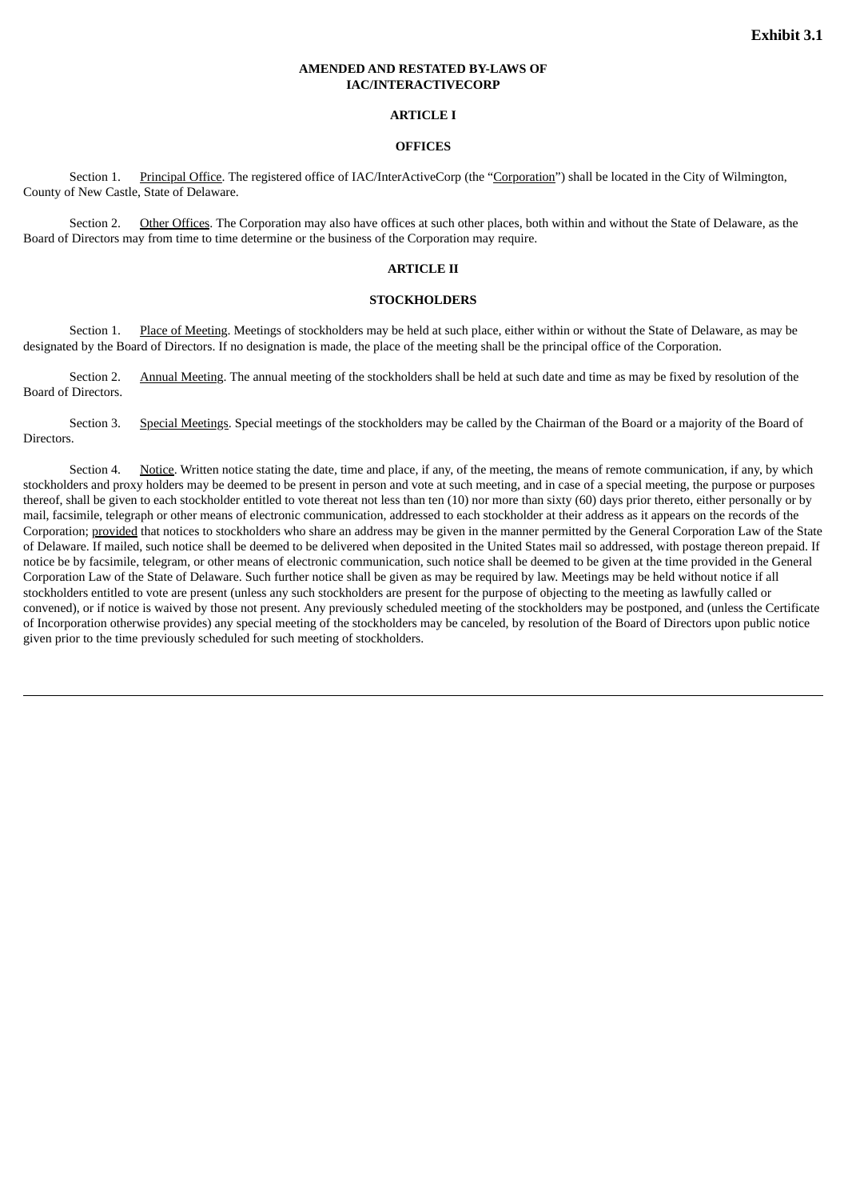**Exhibit 3.1**

# AMENDED AND RESTATED BY-LAWS OF IAC/INTERACTIVECORP

## ARTICLE I

## OFFICES

Section 1. Principal Office. The registered office of IAC/InterActiveCorp (the "Corporation") shall be located in the City of Wilmington, County of New Castle, State of Delaware.

Section 2. Other Offices. The Corporation may also have offices at such other places, both within and without the State of Delaware, as the Board of Directors may from time to time determine or the business of the Corporation may require.

## ARTICLE II

## STOCKHOLDERS

Section 1. Place of Meeting. Meetings of stockholders may be held at such place, either within or without the State of Delaware, as may be designated by the Board of Directors. If no designation is made, the place of the meeting shall be the principal office of the Corporation.

Section 2. Annual Meeting. The annual meeting of the stockholders shall be held at such date and time as may be fixed by resolution of the Board of Directors.

Section 3. Special Meetings. Special meetings of the stockholders may be called by the Chairman of the Board or a majority of the Board of Directors.

Section 4. Notice. Written notice stating the date, time and place, if any, of the meeting, the means of remote communication, if any, by which stockholders and proxy holders may be deemed to be present in person and vote at such meeting, and in case of a special meeting, the purpose or purposes thereof, shall be given to each stockholder entitled to vote thereat not less than ten (10) nor more than sixty (60) days prior thereto, either personally or by mail, facsimile, telegraph or other means of electronic communication, addressed to each stockholder at their address as it appears on the records of the Corporation; provided that notices to stockholders who share an address may be given in the manner permitted by the General Corporation Law of the State of Delaware. If mailed, such notice shall be deemed to be delivered when deposited in the United States mail so addressed, with postage thereon prepaid. If notice be by facsimile, telegram, or other means of electronic communication, such notice shall be deemed to be given at the time provided in the General Corporation Law of the State of Delaware. Such further notice shall be given as may be required by law. Meetings may be held without notice if all stockholders entitled to vote are present (unless any such stockholders are present for the purpose of objecting to the meeting as lawfully called or convened), or if notice is waived by those not present. Any previously scheduled meeting of the stockholders may be postponed, and (unless the Certificate of Incorporation otherwise provides) any special meeting of the stockholders may be canceled, by resolution of the Board of Directors upon public notice given prior to the time previously scheduled for such meeting of stockholders.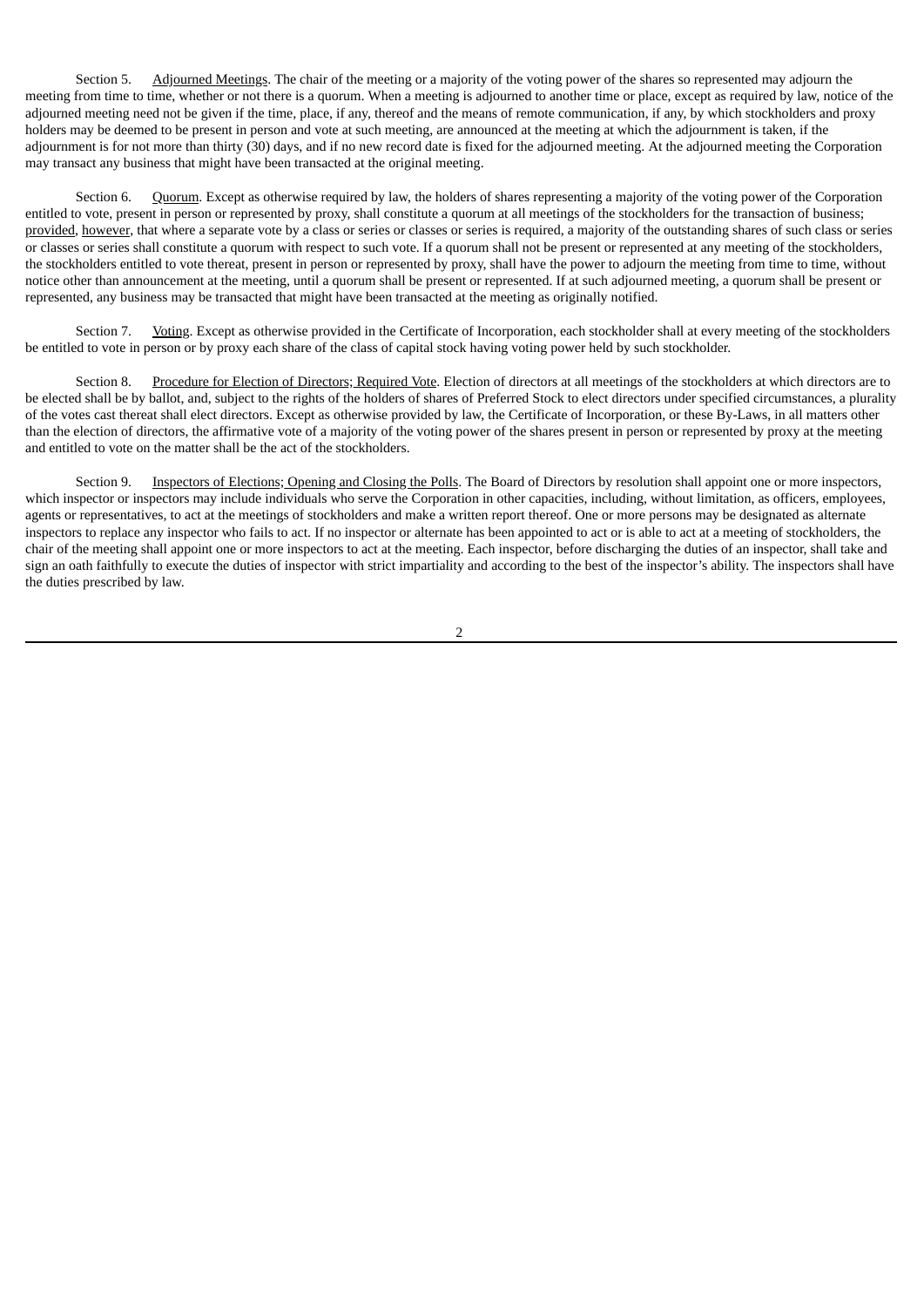Section 5. Adjourned Meetings. The chair of the meeting or a majority of the voting power of the shares so represented may adjourn the meeting from time to time, whether or not there is a quorum. When a meeting is adjourned to another time or place, except as required by law, notice of the adjourned meeting need not be given if the time, place, if any, thereof and the means of remote communication, if any, by which stockholders and proxy holders may be deemed to be present in person and vote at such meeting, are announced at the meeting at which the adjournment is taken, if the adjournment is for not more than thirty (30) days, and if no new record date is fixed for the adjourned meeting. At the adjourned meeting the Corporation may transact any business that might have been transacted at the original meeting.

Section 6. Quorum. Except as otherwise required by law, the holders of shares representing a majority of the voting power of the Corporation entitled to vote, present in person or represented by proxy, shall constitute a quorum at all meetings of the stockholders for the transaction of business; provided, however, that where a separate vote by a class or series or classes or series is required, a majority of the outstanding shares of such class or series or classes or series shall constitute a quorum with respect to such vote. If a quorum shall not be present or represented at any meeting of the stockholders, the stockholders entitled to vote thereat, present in person or represented by proxy, shall have the power to adjourn the meeting from time to time, without notice other than announcement at the meeting, until a quorum shall be present or represented. If at such adjourned meeting, a quorum shall be present or represented, any business may be transacted that might have been transacted at the meeting as originally notified.

Section 7. Voting. Except as otherwise provided in the Certificate of Incorporation, each stockholder shall at every meeting of the stockholders be entitled to vote in person or by proxy each share of the class of capital stock having voting power held by such stockholder.

Section 8. Procedure for Election of Directors; Required Vote. Election of directors at all meetings of the stockholders at which directors are to be elected shall be by ballot, and, subject to the rights of the holders of shares of Preferred Stock to elect directors under specified circumstances, a plurality of the votes cast thereat shall elect directors. Except as otherwise provided by law, the Certificate of Incorporation, or these By-Laws, in all matters other than the election of directors, the affirmative vote of a majority of the voting power of the shares present in person or represented by proxy at the meeting and entitled to vote on the matter shall be the act of the stockholders.

Section 9. Inspectors of Elections; Opening and Closing the Polls. The Board of Directors by resolution shall appoint one or more inspectors, which inspector or inspectors may include individuals who serve the Corporation in other capacities, including, without limitation, as officers, employees, agents or representatives, to act at the meetings of stockholders and make a written report thereof. One or more persons may be designated as alternate inspectors to replace any inspector who fails to act. If no inspector or alternate has been appointed to act or is able to act at a meeting of stockholders, the chair of the meeting shall appoint one or more inspectors to act at the meeting. Each inspector, before discharging the duties of an inspector, shall take and sign an oath faithfully to execute the duties of inspector with strict impartiality and according to the best of the inspector's ability. The inspectors shall have the duties prescribed by law.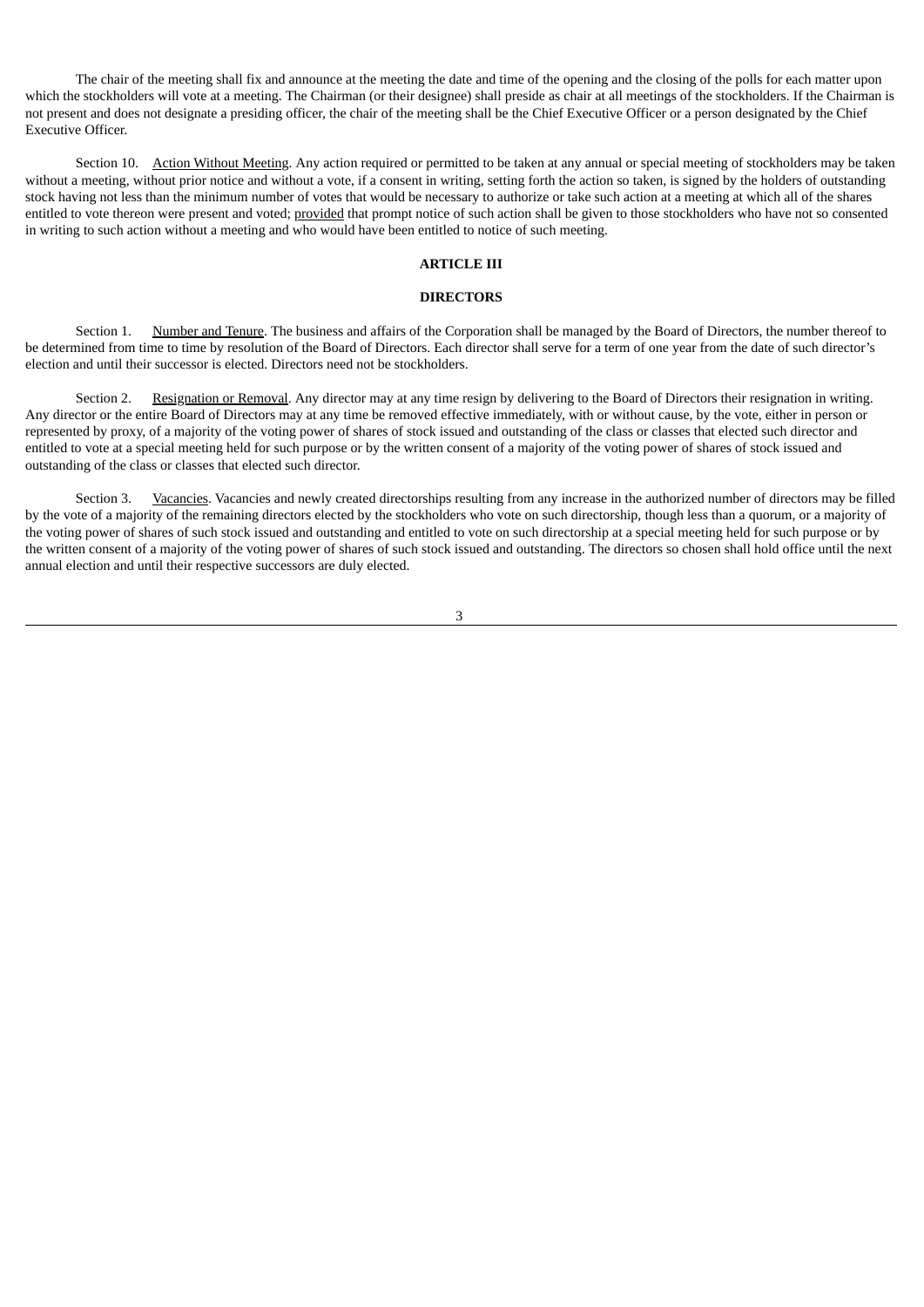The chair of the meeting shall fix and announce at the meeting the date and time of the opening and the closing of the polls for each matter upon which the stockholders will vote at a meeting. The Chairman (or their designee) shall preside as chair at all meetings of the stockholders. If the Chairman is not present and does not designate a presiding officer, the chair of the meeting shall be the Chief Executive Officer or a person designated by the Chief Executive Officer.

Section 10. Action Without Meeting. Any action required or permitted to be taken at any annual or special meeting of stockholders may be taken without a meeting, without prior notice and without a vote, if a consent in writing, setting forth the action so taken, is signed by the holders of outstanding stock having not less than the minimum number of votes that would be necessary to authorize or take such action at a meeting at which all of the shares entitled to vote thereon were present and voted; provided that prompt notice of such action shall be given to those stockholders who have not so consented in writing to such action without a meeting and who would have been entitled to notice of such meeting.

## ARTICLE III

## DIRECTORS

Section 1. Number and Tenure. The business and affairs of the Corporation shall be managed by the Board of Directors, the number thereof to be determined from time to time by resolution of the Board of Directors. Each director shall serve for a term of one year from the date of such director's election and until their successor is elected. Directors need not be stockholders.

Section 2. Resignation or Removal. Any director may at any time resign by delivering to the Board of Directors their resignation in writing. Any director or the entire Board of Directors may at any time be removed effective immediately, with or without cause, by the vote, either in person or represented by proxy, of a majority of the voting power of shares of stock issued and outstanding of the class or classes that elected such director and entitled to vote at a special meeting held for such purpose or by the written consent of a majority of the voting power of shares of stock issued and outstanding of the class or classes that elected such director.

Section 3. Vacancies. Vacancies and newly created directorships resulting from any increase in the authorized number of directors may be filled by the vote of a majority of the remaining directors elected by the stockholders who vote on such directorship, though less than a quorum, or a majority of the voting power of shares of such stock issued and outstanding and entitled to vote on such directorship at a special meeting held for such purpose or by the written consent of a majority of the voting power of shares of such stock issued and outstanding. The directors so chosen shall hold office until the next annual election and until their respective successors are duly elected.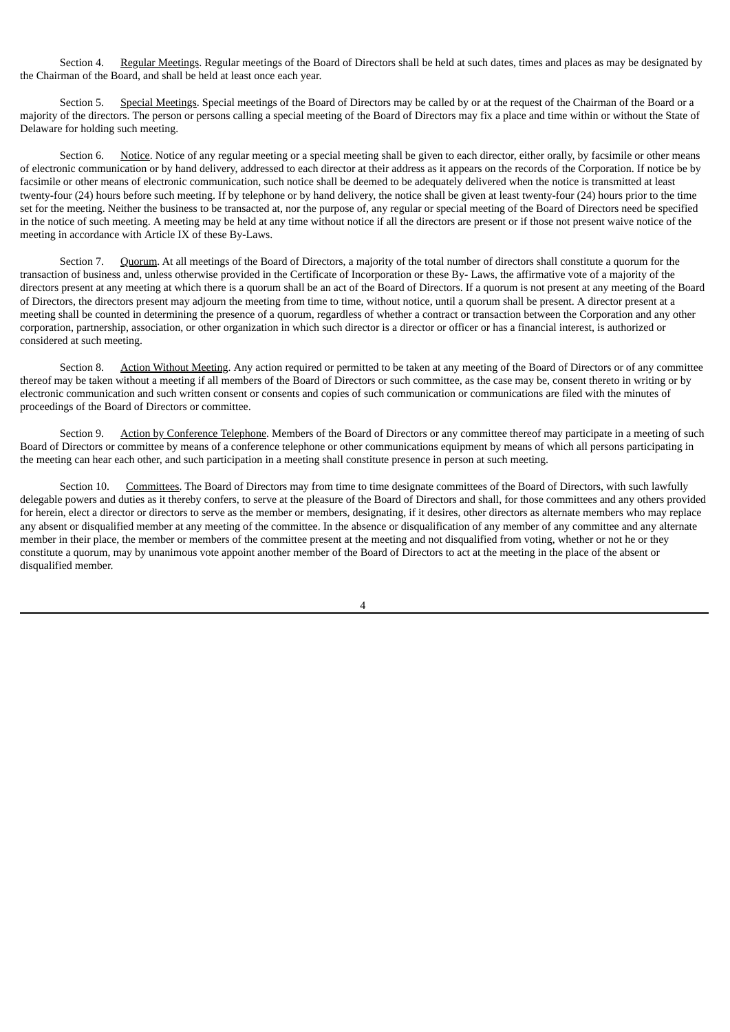Section 4. Regular Meetings. Regular meetings of the Board of Directors shall be held at such dates, times and places as may be designated by the Chairman of the Board, and shall be held at least once each year.

Section 5. Special Meetings. Special meetings of the Board of Directors may be called by or at the request of the Chairman of the Board or a majority of the directors. The person or persons calling a special meeting of the Board of Directors may fix a place and time within or without the State of Delaware for holding such meeting.

Section 6. Notice. Notice of any regular meeting or a special meeting shall be given to each director, either orally, by facsimile or other means of electronic communication or by hand delivery, addressed to each director at their address as it appears on the records of the Corporation. If notice be by facsimile or other means of electronic communication, such notice shall be deemed to be adequately delivered when the notice is transmitted at least twenty-four (24) hours before such meeting. If by telephone or by hand delivery, the notice shall be given at least twenty-four (24) hours prior to the time set for the meeting. Neither the business to be transacted at, nor the purpose of, any regular or special meeting of the Board of Directors need be specified in the notice of such meeting. A meeting may be held at any time without notice if all the directors are present or if those not present waive notice of the meeting in accordance with Article IX of these By-Laws.

Section 7. Quorum. At all meetings of the Board of Directors, a majority of the total number of directors shall constitute a quorum for the transaction of business and, unless otherwise provided in the Certificate of Incorporation or these By- Laws, the affirmative vote of a majority of the directors present at any meeting at which there is a quorum shall be an act of the Board of Directors. If a quorum is not present at any meeting of the Board of Directors, the directors present may adjourn the meeting from time to time, without notice, until a quorum shall be present. A director present at a meeting shall be counted in determining the presence of a quorum, regardless of whether a contract or transaction between the Corporation and any other corporation, partnership, association, or other organization in which such director is a director or officer or has a financial interest, is authorized or considered at such meeting.

Section 8. Action Without Meeting. Any action required or permitted to be taken at any meeting of the Board of Directors or of any committee thereof may be taken without a meeting if all members of the Board of Directors or such committee, as the case may be, consent thereto in writing or by electronic communication and such written consent or consents and copies of such communication or communications are filed with the minutes of proceedings of the Board of Directors or committee.

Section 9. Action by Conference Telephone. Members of the Board of Directors or any committee thereof may participate in a meeting of such Board of Directors or committee by means of a conference telephone or other communications equipment by means of which all persons participating in the meeting can hear each other, and such participation in a meeting shall constitute presence in person at such meeting.

Section 10. Committees. The Board of Directors may from time to time designate committees of the Board of Directors, with such lawfully delegable powers and duties as it thereby confers, to serve at the pleasure of the Board of Directors and shall, for those committees and any others provided for herein, elect a director or directors to serve as the member or members, designating, if it desires, other directors as alternate members who may replace any absent or disqualified member at any meeting of the committee. In the absence or disqualification of any member of any committee and any alternate member in their place, the member or members of the committee present at the meeting and not disqualified from voting, whether or not he or they constitute a quorum, may by unanimous vote appoint another member of the Board of Directors to act at the meeting in the place of the absent or disqualified member.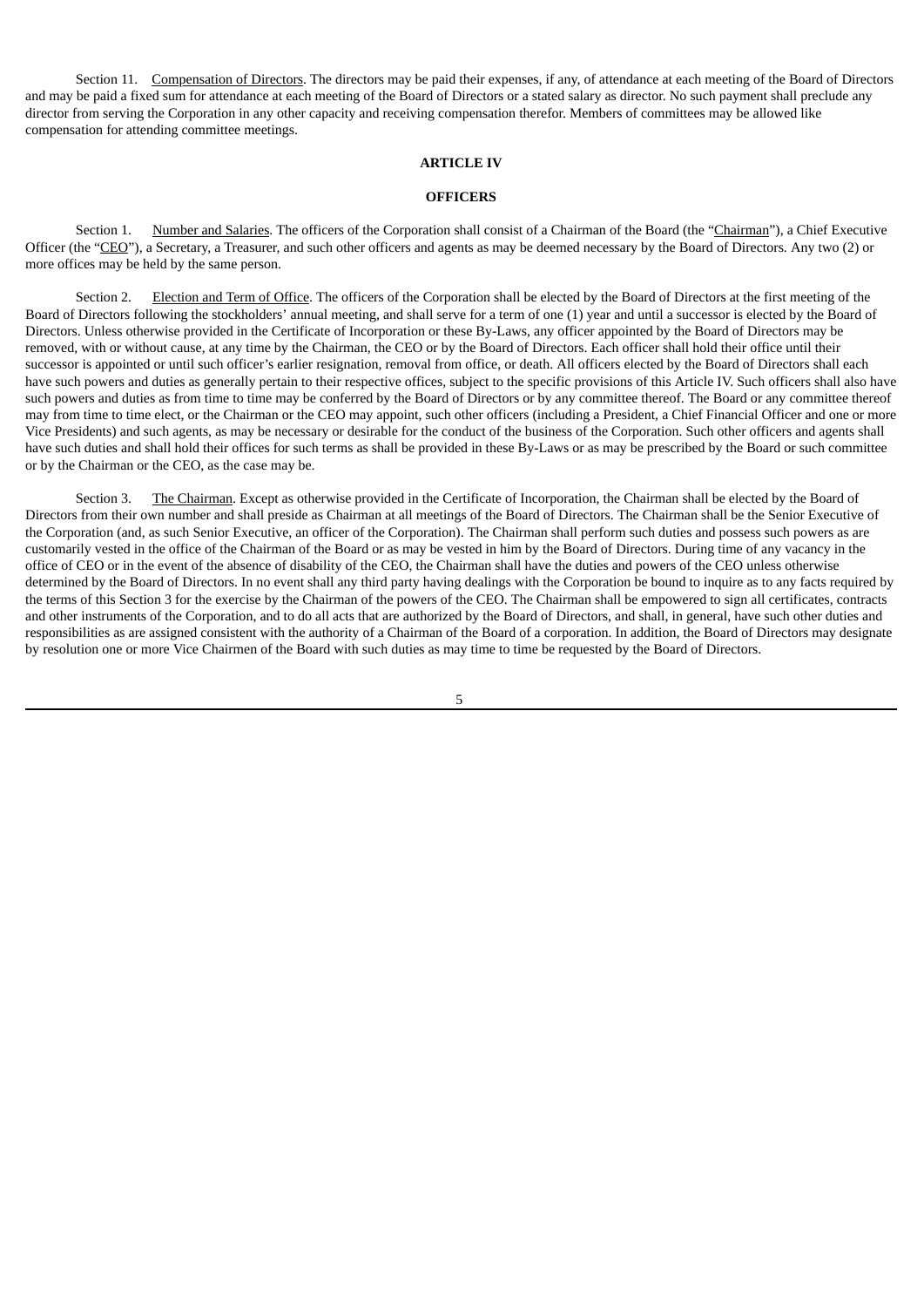Section 11. Compensation of Directors. The directors may be paid their expenses, if any, of attendance at each meeting of the Board of Directors and may be paid a fixed sum for attendance at each meeting of the Board of Directors or a stated salary as director. No such payment shall preclude any director from serving the Corporation in any other capacity and receiving compensation therefor. Members of committees may be allowed like compensation for attending committee meetings.

## ARTICLE IV

## OFFICERS

Section 1. Number and Salaries. The officers of the Corporation shall consist of a Chairman of the Board (the "Chairman"), a Chief Executive Officer (the "CEO"), a Secretary, a Treasurer, and such other officers and agents as may be deemed necessary by the Board of Directors. Any two (2) or more offices may be held by the same person.

Section 2. Election and Term of Office. The officers of the Corporation shall be elected by the Board of Directors at the first meeting of the Board of Directors following the stockholders' annual meeting, and shall serve for a term of one (1) year and until a successor is elected by the Board of Directors. Unless otherwise provided in the Certificate of Incorporation or these By-Laws, any officer appointed by the Board of Directors may be removed, with or without cause, at any time by the Chairman, the CEO or by the Board of Directors. Each officer shall hold their office until their successor is appointed or until such officer's earlier resignation, removal from office, or death. All officers elected by the Board of Directors shall each have such powers and duties as generally pertain to their respective offices, subject to the specific provisions of this Article IV. Such officers shall also have such powers and duties as from time to time may be conferred by the Board of Directors or by any committee thereof. The Board or any committee thereof may from time to time elect, or the Chairman or the CEO may appoint, such other officers (including a President, a Chief Financial Officer and one or more Vice Presidents) and such agents, as may be necessary or desirable for the conduct of the business of the Corporation. Such other officers and agents shall have such duties and shall hold their offices for such terms as shall be provided in these By-Laws or as may be prescribed by the Board or such committee or by the Chairman or the CEO, as the case may be.

Section 3. The Chairman. Except as otherwise provided in the Certificate of Incorporation, the Chairman shall be elected by the Board of Directors from their own number and shall preside as Chairman at all meetings of the Board of Directors. The Chairman shall be the Senior Executive of the Corporation (and, as such Senior Executive, an officer of the Corporation). The Chairman shall perform such duties and possess such powers as are customarily vested in the office of the Chairman of the Board or as may be vested in him by the Board of Directors. During time of any vacancy in the office of CEO or in the event of the absence of disability of the CEO, the Chairman shall have the duties and powers of the CEO unless otherwise determined by the Board of Directors. In no event shall any third party having dealings with the Corporation be bound to inquire as to any facts required by the terms of this Section 3 for the exercise by the Chairman of the powers of the CEO. The Chairman shall be empowered to sign all certificates, contracts and other instruments of the Corporation, and to do all acts that are authorized by the Board of Directors, and shall, in general, have such other duties and responsibilities as are assigned consistent with the authority of a Chairman of the Board of a corporation. In addition, the Board of Directors may designate by resolution one or more Vice Chairmen of the Board with such duties as may time to time be requested by the Board of Directors.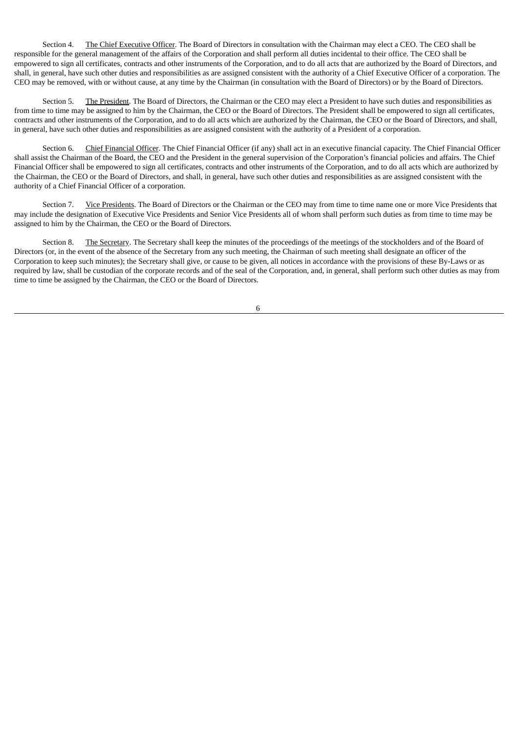Section 4. The Chief Executive Officer. The Board of Directors in consultation with the Chairman may elect a CEO. The CEO shall be responsible for the general management of the affairs of the Corporation and shall perform all duties incidental to their office. The CEO shall be empowered to sign all certificates, contracts and other instruments of the Corporation, and to do all acts that are authorized by the Board of Directors, and shall, in general, have such other duties and responsibilities as are assigned consistent with the authority of a Chief Executive Officer of a corporation. The CEO may be removed, with or without cause, at any time by the Chairman (in consultation with the Board of Directors) or by the Board of Directors.

Section 5. The President. The Board of Directors, the Chairman or the CEO may elect a President to have such duties and responsibilities as from time to time may be assigned to him by the Chairman, the CEO or the Board of Directors. The President shall be empowered to sign all certificates, contracts and other instruments of the Corporation, and to do all acts which are authorized by the Chairman, the CEO or the Board of Directors, and shall, in general, have such other duties and responsibilities as are assigned consistent with the authority of a President of a corporation.

Section 6. Chief Financial Officer. The Chief Financial Officer (if any) shall act in an executive financial capacity. The Chief Financial Officer shall assist the Chairman of the Board, the CEO and the President in the general supervision of the Corporation's financial policies and affairs. The Chief Financial Officer shall be empowered to sign all certificates, contracts and other instruments of the Corporation, and to do all acts which are authorized by the Chairman, the CEO or the Board of Directors, and shall, in general, have such other duties and responsibilities as are assigned consistent with the authority of a Chief Financial Officer of a corporation.

Section 7. Vice Presidents. The Board of Directors or the Chairman or the CEO may from time to time name one or more Vice Presidents that may include the designation of Executive Vice Presidents and Senior Vice Presidents all of whom shall perform such duties as from time to time may be assigned to him by the Chairman, the CEO or the Board of Directors.

Section 8. The Secretary. The Secretary shall keep the minutes of the proceedings of the meetings of the stockholders and of the Board of Directors (or, in the event of the absence of the Secretary from any such meeting, the Chairman of such meeting shall designate an officer of the Corporation to keep such minutes); the Secretary shall give, or cause to be given, all notices in accordance with the provisions of these By-Laws or as required by law, shall be custodian of the corporate records and of the seal of the Corporation, and, in general, shall perform such other duties as may from time to time be assigned by the Chairman, the CEO or the Board of Directors.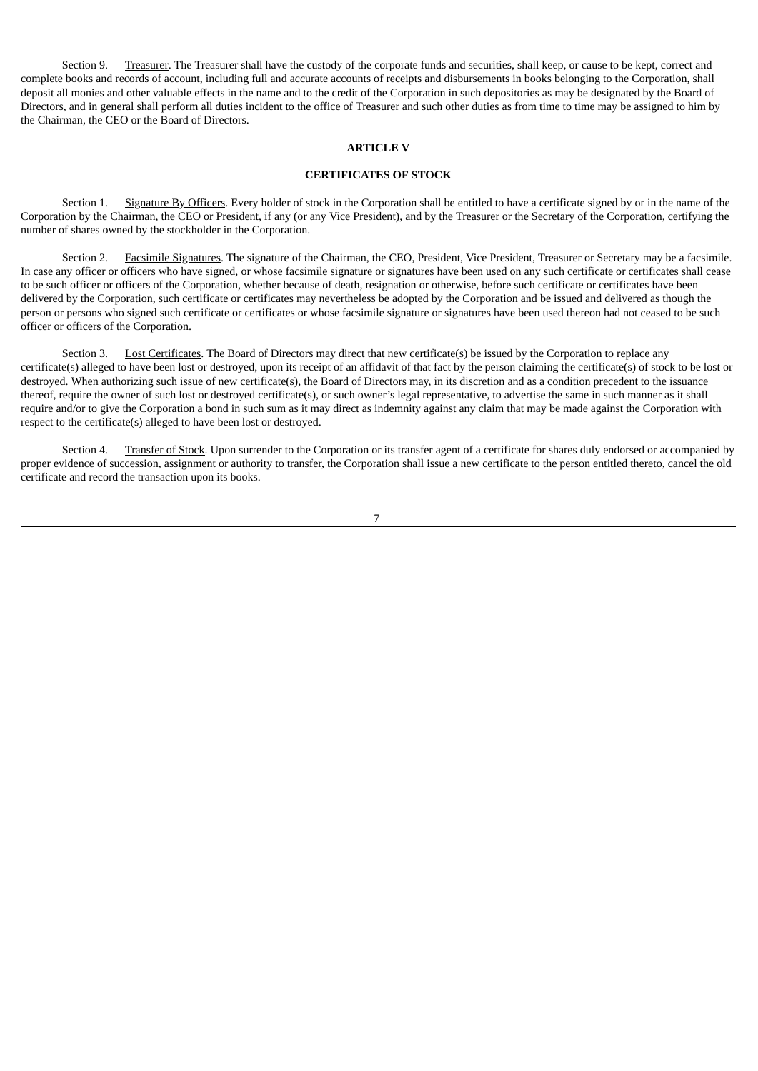Section 9. <u>Treasurer</u>. The Treasurer shall have the custody of the corporate funds and securities, shall keep, or cause to be kept, correct and complete books and records of account, including full and accurate accounts of receipts and disbursements in books belonging to the Corporation, shall deposit all monies and other valuable effects in the name and to the credit of the Corporation in such depositories as may be designated by the Board of Directors, and in general shall perform all duties incident to the office of Treasurer and such other duties as from time to time may be assigned to him by the Chairman, the CEO or the Board of Directors.

## ARTICLE V

## CERTIFICATES OF STOCK

Section 1. <u>Signature By Officers</u>. Every holder of stock in the Corporation shall be entitled to have a certificate signed by or in the name of the Corporation by the Chairman, the CEO or President, if any (or any Vice President), and by the Treasurer or the Secretary of the Corporation, certifying the number of shares owned by the stockholder in the Corporation.

Section 2. <u>Facsimile Signatures</u>. The signature of the Chairman, the CEO, President, Vice President, Treasurer or Secretary may be a facsimile. In case any officer or officers who have signed, or whose facsimile signature or signatures have been used on any such certificate or certificates shall cease to be such officer or officers of the Corporation, whether because of death, resignation or otherwise, before such certificate or certificates have been delivered by the Corporation, such certificate or certificates may nevertheless be adopted by the Corporation and be issued and delivered as though the person or persons who signed such certificate or certificates or whose facsimile signature or signatures have been used thereon had not ceased to be such officer or officers of the Corporation.

Section 3. <u>Lost Certificates</u>. The Board of Directors may direct that new certificate(s) be issued by the Corporation to replace any certificate(s) alleged to have been lost or destroyed, upon its receipt of an affidavit of that fact by the person claiming the certificate(s) of stock to be lost or destroyed. When authorizing such issue of new certificate(s), the Board of Directors may, in its discretion and as a condition precedent to the issuance thereof, require the owner of such lost or destroyed certificate(s), or such owner's legal representative, to advertise the same in such manner as it shall require and/or to give the Corporation a bond in such sum as it may direct as indemnity against any claim that may be made against the Corporation with respect to the certificate(s) alleged to have been lost or destroyed.

Section 4. <u>Transfer of Stock</u>. Upon surrender to the Corporation or its transfer agent of a certificate for shares duly endorsed or accompanied by proper evidence of succession, assignment or authority to transfer, the Corporation shall issue a new certificate to the person entitled thereto, cancel the old certificate and record the transaction upon its books.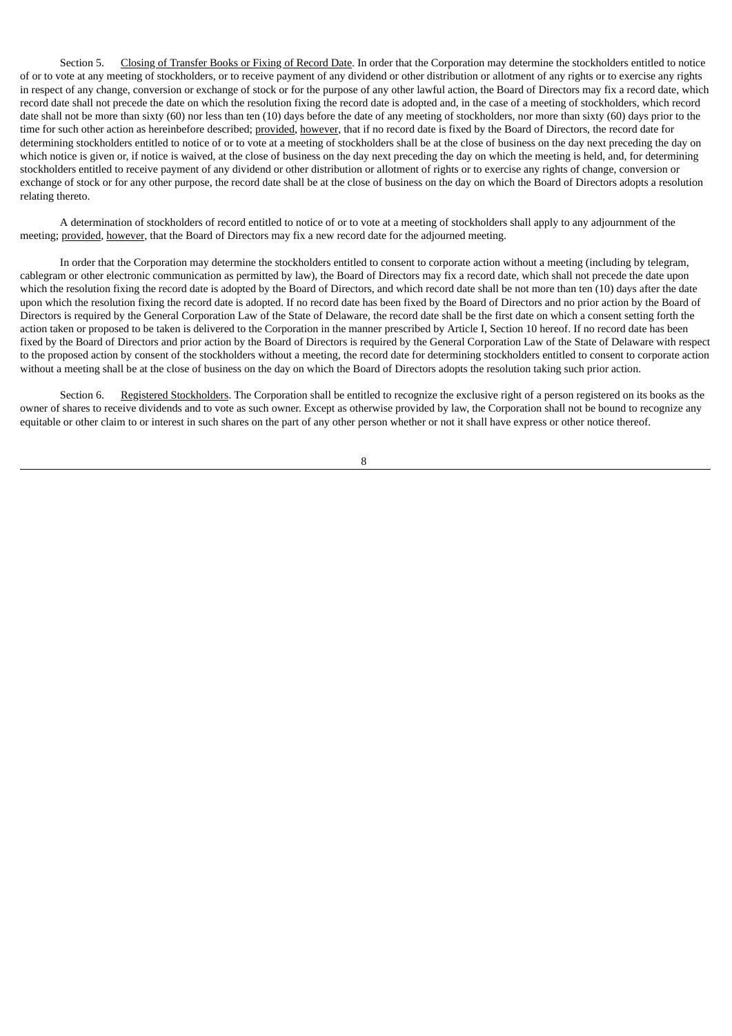Section 5. Closing of Transfer Books or Fixing of Record Date. In order that the Corporation may determine the stockholders entitled to notice of or to vote at any meeting of stockholders, or to receive payment of any dividend or other distribution or allotment of any rights or to exercise any rights in respect of any change, conversion or exchange of stock or for the purpose of any other lawful action, the Board of Directors may fix a record date, which record date shall not precede the date on which the resolution fixing the record date is adopted and, in the case of a meeting of stockholders, which record date shall not be more than sixty (60) nor less than ten (10) days before the date of any meeting of stockholders, nor more than sixty (60) days prior to the time for such other action as hereinbefore described; provided, however, that if no record date is fixed by the Board of Directors, the record date for determining stockholders entitled to notice of or to vote at a meeting of stockholders shall be at the close of business on the day next preceding the day on which notice is given or, if notice is waived, at the close of business on the day next preceding the day on which the meeting is held, and, for determining stockholders entitled to receive payment of any dividend or other distribution or allotment of rights or to exercise any rights of change, conversion or exchange of stock or for any other purpose, the record date shall be at the close of business on the day on which the Board of Directors adopts a resolution relating thereto.

A determination of stockholders of record entitled to notice of or to vote at a meeting of stockholders shall apply to any adjournment of the meeting; provided, however, that the Board of Directors may fix a new record date for the adjourned meeting.

In order that the Corporation may determine the stockholders entitled to consent to corporate action without a meeting (including by telegram, cablegram or other electronic communication as permitted by law), the Board of Directors may fix a record date, which shall not precede the date upon which the resolution fixing the record date is adopted by the Board of Directors, and which record date shall be not more than ten (10) days after the date upon which the resolution fixing the record date is adopted. If no record date has been fixed by the Board of Directors and no prior action by the Board of Directors is required by the General Corporation Law of the State of Delaware, the record date shall be the first date on which a consent setting forth the action taken or proposed to be taken is delivered to the Corporation in the manner prescribed by Article I, Section 10 hereof. If no record date has been fixed by the Board of Directors and prior action by the Board of Directors is required by the General Corporation Law of the State of Delaware with respect to the proposed action by consent of the stockholders without a meeting, the record date for determining stockholders entitled to consent to corporate action without a meeting shall be at the close of business on the day on which the Board of Directors adopts the resolution taking such prior action.

Section 6. Registered Stockholders. The Corporation shall be entitled to recognize the exclusive right of a person registered on its books as the owner of shares to receive dividends and to vote as such owner. Except as otherwise provided by law, the Corporation shall not be bound to recognize any equitable or other claim to or interest in such shares on the part of any other person whether or not it shall have express or other notice thereof.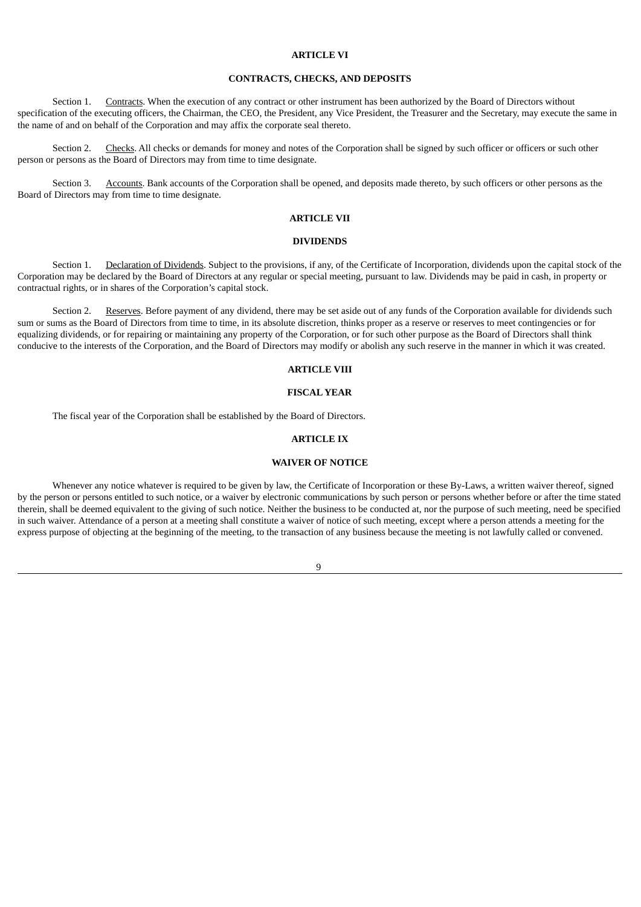## ARTICLE VI

## CONTRACTS, CHECKS, AND DEPOSITS

Section 1. Contracts. When the execution of any contract or other instrument has been authorized by the Board of Directors without specification of the executing officers, the Chairman, the CEO, the President, any Vice President, the Treasurer and the Secretary, may execute the same in the name of and on behalf of the Corporation and may affix the corporate seal thereto.

Section 2. Checks. All checks or demands for money and notes of the Corporation shall be signed by such officer or officers or such other person or persons as the Board of Directors may from time to time designate.

Section 3. Accounts. Bank accounts of the Corporation shall be opened, and deposits made thereto, by such officers or other persons as the Board of Directors may from time to time designate.

## ARTICLE VII

## DIVIDENDS

Section 1. Declaration of Dividends. Subject to the provisions, if any, of the Certificate of Incorporation, dividends upon the capital stock of the Corporation may be declared by the Board of Directors at any regular or special meeting, pursuant to law. Dividends may be paid in cash, in property or contractual rights, or in shares of the Corporation's capital stock.

Section 2. Reserves. Before payment of any dividend, there may be set aside out of any funds of the Corporation available for dividends such sum or sums as the Board of Directors from time to time, in its absolute discretion, thinks proper as a reserve or reserves to meet contingencies or for equalizing dividends, or for repairing or maintaining any property of the Corporation, or for such other purpose as the Board of Directors shall think conducive to the interests of the Corporation, and the Board of Directors may modify or abolish any such reserve in the manner in which it was created.

## ARTICLE VIII

## FISCAL YEAR

The fiscal year of the Corporation shall be established by the Board of Directors.

## ARTICLE IX

## WAIVER OF NOTICE

Whenever any notice whatever is required to be given by law, the Certificate of Incorporation or these By-Laws, a written waiver thereof, signed by the person or persons entitled to such notice, or a waiver by electronic communications by such person or persons whether before or after the time stated therein, shall be deemed equivalent to the giving of such notice. Neither the business to be conducted at, nor the purpose of such meeting, need be specified in such waiver. Attendance of a person at a meeting shall constitute a waiver of notice of such meeting, except where a person attends a meeting for the express purpose of objecting at the beginning of the meeting, to the transaction of any business because the meeting is not lawfully called or convened.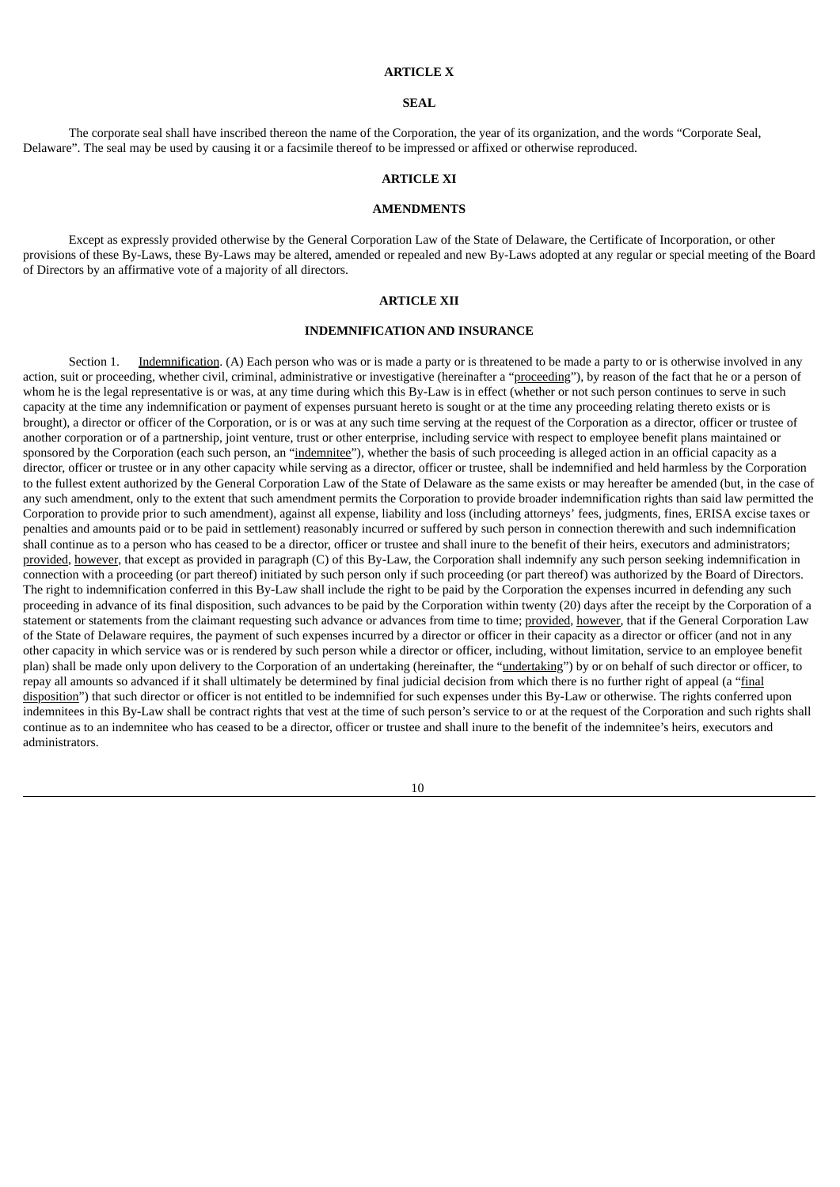## ARTICLE X

### SEAL

The corporate seal shall have inscribed thereon the name of the Corporation, the year of its organization, and the words "Corporate Seal, Delaware". The seal may be used by causing it or a facsimile thereof to be impressed or affixed or otherwise reproduced.

## ARTICLE XI

### AMENDMENTS

Except as expressly provided otherwise by the General Corporation Law of the State of Delaware, the Certificate of Incorporation, or other provisions of these By-Laws, these By-Laws may be altered, amended or repealed and new By-Laws adopted at any regular or special meeting of the Board of Directors by an affirmative vote of a majority of all directors.

## ARTICLE XII

### INDEMNIFICATION AND INSURANCE

Section 1. Indemnification. (A) Each person who was or is made a party or is threatened to be made a party to or is otherwise involved in any action, suit or proceeding, whether civil, criminal, administrative or investigative (hereinafter a "proceeding"), by reason of the fact that he or a person of whom he is the legal representative is or was, at any time during which this By-Law is in effect (whether or not such person continues to serve in such capacity at the time any indemnification or payment of expenses pursuant hereto is sought or at the time any proceeding relating thereto exists or is brought), a director or officer of the Corporation, or is or was at any such time serving at the request of the Corporation as a director, officer or trustee of another corporation or of a partnership, joint venture, trust or other enterprise, including service with respect to employee benefit plans maintained or sponsored by the Corporation (each such person, an "indemnitee"), whether the basis of such proceeding is alleged action in an official capacity as a director, officer or trustee or in any other capacity while serving as a director, officer or trustee, shall be indemnified and held harmless by the Corporation to the fullest extent authorized by the General Corporation Law of the State of Delaware as the same exists or may hereafter be amended (but, in the case of any such amendment, only to the extent that such amendment permits the Corporation to provide broader indemnification rights than said law permitted the Corporation to provide prior to such amendment), against all expense, liability and loss (including attorneys' fees, judgments, fines, ERISA excise taxes or penalties and amounts paid or to be paid in settlement) reasonably incurred or suffered by such person in connection therewith and such indemnification shall continue as to a person who has ceased to be a director, officer or trustee and shall inure to the benefit of their heirs, executors and administrators; provided, however, that except as provided in paragraph (C) of this By-Law, the Corporation shall indemnify any such person seeking indemnification in connection with a proceeding (or part thereof) initiated by such person only if such proceeding (or part thereof) was authorized by the Board of Directors. The right to indemnification conferred in this By-Law shall include the right to be paid by the Corporation the expenses incurred in defending any such proceeding in advance of its final disposition, such advances to be paid by the Corporation within twenty (20) days after the receipt by the Corporation of a statement or statements from the claimant requesting such advance or advances from time to time; provided, however, that if the General Corporation Law of the State of Delaware requires, the payment of such expenses incurred by a director or officer in their capacity as a director or officer (and not in any other capacity in which service was or is rendered by such person while a director or officer, including, without limitation, service to an employee benefit plan) shall be made only upon delivery to the Corporation of an undertaking (hereinafter, the "undertaking") by or on behalf of such director or officer, to repay all amounts so advanced if it shall ultimately be determined by final judicial decision from which there is no further right of appeal (a "final disposition") that such director or officer is not entitled to be indemnified for such expenses under this By-Law or otherwise. The rights conferred upon indemnitees in this By-Law shall be contract rights that vest at the time of such person's service to or at the request of the Corporation and such rights shall continue as to an indemnitee who has ceased to be a director, officer or trustee and shall inure to the benefit of the indemnitee's heirs, executors and administrators.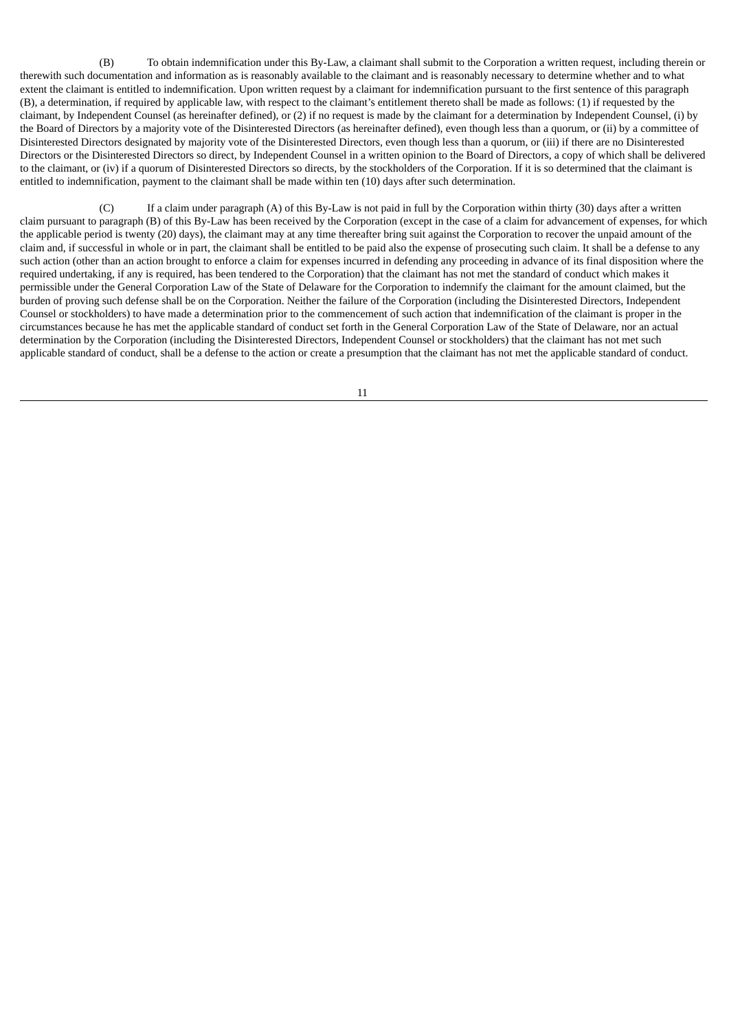(B) To obtain indemnification under this By-Law, a claimant shall submit to the Corporation a written request, including therein or therewith such documentation and information as is reasonably available to the claimant and is reasonably necessary to determine whether and to what extent the claimant is entitled to indemnification. Upon written request by a claimant for indemnification pursuant to the first sentence of this paragraph (B), a determination, if required by applicable law, with respect to the claimant's entitlement thereto shall be made as follows: (1) if requested by the claimant, by Independent Counsel (as hereinafter defined), or (2) if no request is made by the claimant for a determination by Independent Counsel, (i) by the Board of Directors by a majority vote of the Disinterested Directors (as hereinafter defined), even though less than a quorum, or (ii) by a committee of Disinterested Directors designated by majority vote of the Disinterested Directors, even though less than a quorum, or (iii) if there are no Disinterested Directors or the Disinterested Directors so direct, by Independent Counsel in a written opinion to the Board of Directors, a copy of which shall be delivered to the claimant, or (iv) if a quorum of Disinterested Directors so directs, by the stockholders of the Corporation. If it is so determined that the claimant is entitled to indemnification, payment to the claimant shall be made within ten (10) days after such determination.

(C) If a claim under paragraph (A) of this By-Law is not paid in full by the Corporation within thirty (30) days after a written claim pursuant to paragraph (B) of this By-Law has been received by the Corporation (except in the case of a claim for advancement of expenses, for which the applicable period is twenty (20) days), the claimant may at any time thereafter bring suit against the Corporation to recover the unpaid amount of the claim and, if successful in whole or in part, the claimant shall be entitled to be paid also the expense of prosecuting such claim. It shall be a defense to any such action (other than an action brought to enforce a claim for expenses incurred in defending any proceeding in advance of its final disposition where the required undertaking, if any is required, has been tendered to the Corporation) that the claimant has not met the standard of conduct which makes it permissible under the General Corporation Law of the State of Delaware for the Corporation to indemnify the claimant for the amount claimed, but the burden of proving such defense shall be on the Corporation. Neither the failure of the Corporation (including the Disinterested Directors, Independent Counsel or stockholders) to have made a determination prior to the commencement of such action that indemnification of the claimant is proper in the circumstances because he has met the applicable standard of conduct set forth in the General Corporation Law of the State of Delaware, nor an actual determination by the Corporation (including the Disinterested Directors, Independent Counsel or stockholders) that the claimant has not met such applicable standard of conduct, shall be a defense to the action or create a presumption that the claimant has not met the applicable standard of conduct.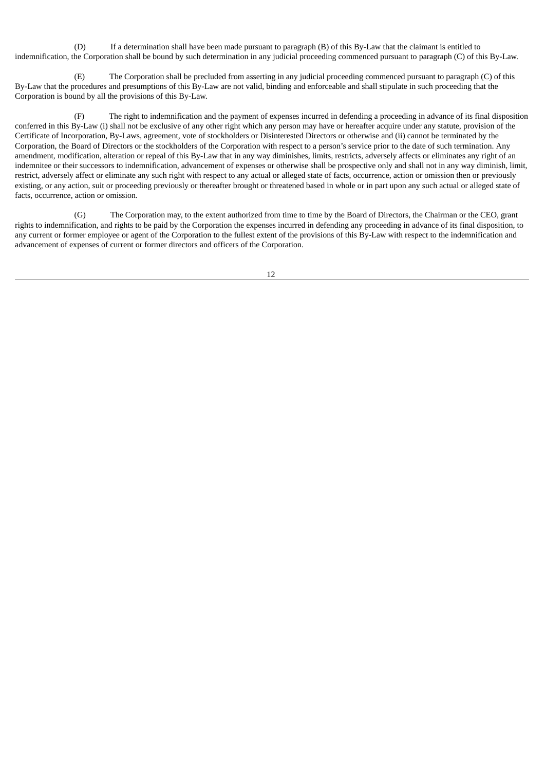(D) If a determination shall have been made pursuant to paragraph (B) of this By-Law that the claimant is entitled to indemnification, the Corporation shall be bound by such determination in any judicial proceeding commenced pursuant to paragraph (C) of this By-Law.

(E) The Corporation shall be precluded from asserting in any judicial proceeding commenced pursuant to paragraph (C) of this By-Law that the procedures and presumptions of this By-Law are not valid, binding and enforceable and shall stipulate in such proceeding that the Corporation is bound by all the provisions of this By-Law.

(F) The right to indemnification and the payment of expenses incurred in defending a proceeding in advance of its final disposition conferred in this By-Law (i) shall not be exclusive of any other right which any person may have or hereafter acquire under any statute, provision of the Certificate of Incorporation, By-Laws, agreement, vote of stockholders or Disinterested Directors or otherwise and (ii) cannot be terminated by the Corporation, the Board of Directors or the stockholders of the Corporation with respect to a person's service prior to the date of such termination. Any amendment, modification, alteration or repeal of this By-Law that in any way diminishes, limits, restricts, adversely affects or eliminates any right of an indemnitee or their successors to indemnification, advancement of expenses or otherwise shall be prospective only and shall not in any way diminish, limit, restrict, adversely affect or eliminate any such right with respect to any actual or alleged state of facts, occurrence, action or omission then or previously existing, or any action, suit or proceeding previously or thereafter brought or threatened based in whole or in part upon any such actual or alleged state of facts, occurrence, action or omission.

(G) The Corporation may, to the extent authorized from time to time by the Board of Directors, the Chairman or the CEO, grant rights to indemnification, and rights to be paid by the Corporation the expenses incurred in defending any proceeding in advance of its final disposition, to any current or former employee or agent of the Corporation to the fullest extent of the provisions of this By-Law with respect to the indemnification and advancement of expenses of current or former directors and officers of the Corporation.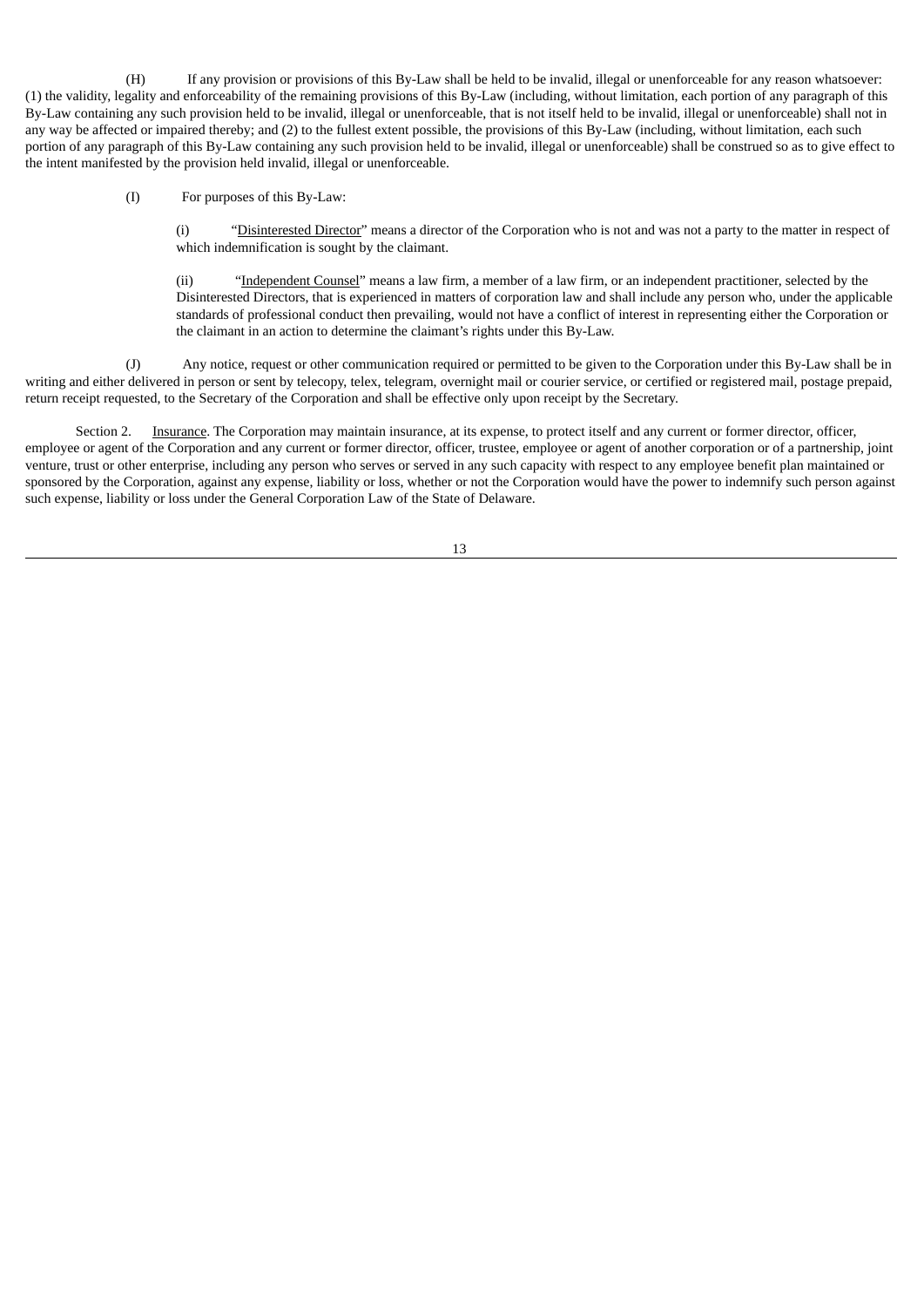(H) If any provision or provisions of this By-Law shall be held to be invalid, illegal or unenforceable for any reason whatsoever: (1) the validity, legality and enforceability of the remaining provisions of this By-Law (including, without limitation, each portion of any paragraph of this By-Law containing any such provision held to be invalid, illegal or unenforceable, that is not itself held to be invalid, illegal or unenforceable) shall not in any way be affected or impaired thereby; and (2) to the fullest extent possible, the provisions of this By-Law (including, without limitation, each such portion of any paragraph of this By-Law containing any such provision held to be invalid, illegal or unenforceable) shall be construed so as to give effect to the intent manifested by the provision held invalid, illegal or unenforceable.

(I) For purposes of this By-Law:

(i) "Disinterested Director" means a director of the Corporation who is not and was not a party to the matter in respect of which indemnification is sought by the claimant.

(ii) "Independent Counsel" means a law firm, a member of a law firm, or an independent practitioner, selected by the Disinterested Directors, that is experienced in matters of corporation law and shall include any person who, under the applicable standards of professional conduct then prevailing, would not have a conflict of interest in representing either the Corporation or the claimant in an action to determine the claimant's rights under this By-Law.

(J) Any notice, request or other communication required or permitted to be given to the Corporation under this By-Law shall be in writing and either delivered in person or sent by telecopy, telex, telegram, overnight mail or courier service, or certified or registered mail, postage prepaid, return receipt requested, to the Secretary of the Corporation and shall be effective only upon receipt by the Secretary.

Section 2. Insurance. The Corporation may maintain insurance, at its expense, to protect itself and any current or former director, officer, employee or agent of the Corporation and any current or former director, officer, trustee, employee or agent of another corporation or of a partnership, joint venture, trust or other enterprise, including any person who serves or served in any such capacity with respect to any employee benefit plan maintained or sponsored by the Corporation, against any expense, liability or loss, whether or not the Corporation would have the power to indemnify such person against such expense, liability or loss under the General Corporation Law of the State of Delaware.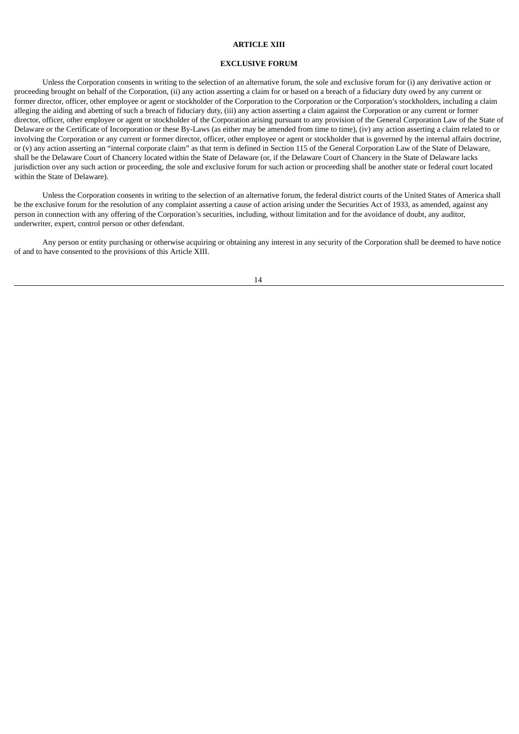## ARTICLE XIII

## EXCLUSIVE FORUM

Unless the Corporation consents in writing to the selection of an alternative forum, the sole and exclusive forum for (i) any derivative action or proceeding brought on behalf of the Corporation, (ii) any action asserting a claim for or based on a breach of a fiduciary duty owed by any current or former director, officer, other employee or agent or stockholder of the Corporation to the Corporation or the Corporation's stockholders, including a claim alleging the aiding and abetting of such a breach of fiduciary duty, (iii) any action asserting a claim against the Corporation or any current or former director, officer, other employee or agent or stockholder of the Corporation arising pursuant to any provision of the General Corporation Law of the State of Delaware or the Certificate of Incorporation or these By-Laws (as either may be amended from time to time), (iv) any action asserting a claim related to or involving the Corporation or any current or former director, officer, other employee or agent or stockholder that is governed by the internal affairs doctrine, or (v) any action asserting an "internal corporate claim" as that term is defined in Section 115 of the General Corporation Law of the State of Delaware, shall be the Delaware Court of Chancery located within the State of Delaware (or, if the Delaware Court of Chancery in the State of Delaware lacks jurisdiction over any such action or proceeding, the sole and exclusive forum for such action or proceeding shall be another state or federal court located within the State of Delaware).

Unless the Corporation consents in writing to the selection of an alternative forum, the federal district courts of the United States of America shall be the exclusive forum for the resolution of any complaint asserting a cause of action arising under the Securities Act of 1933, as amended, against any person in connection with any offering of the Corporation's securities, including, without limitation and for the avoidance of doubt, any auditor, underwriter, expert, control person or other defendant.

Any person or entity purchasing or otherwise acquiring or obtaining any interest in any security of the Corporation shall be deemed to have notice of and to have consented to the provisions of this Article XIII.